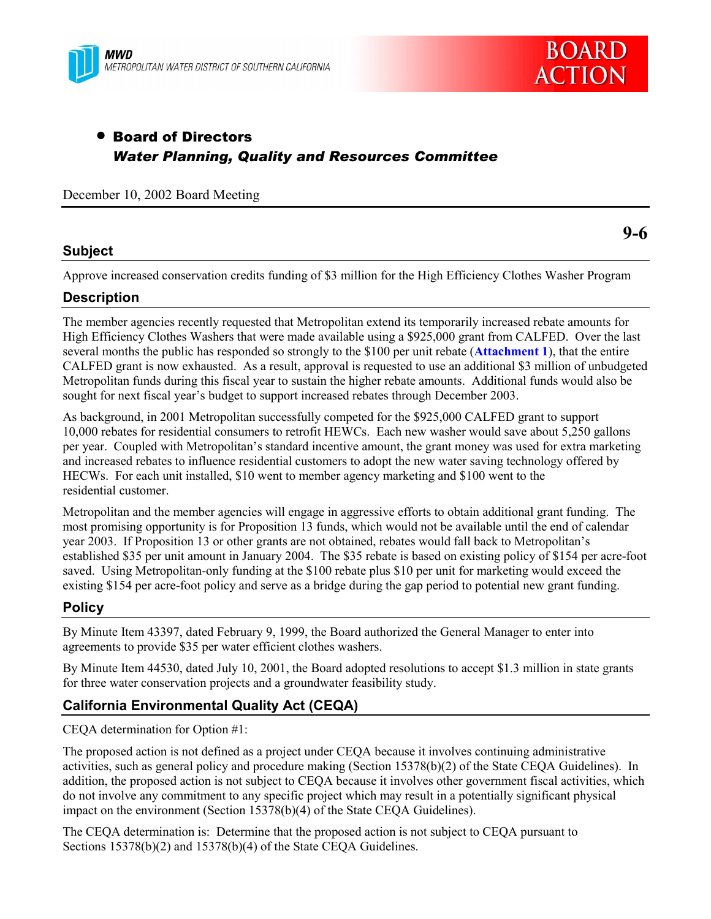MWD
METROPOLITAN WATER DISTRICT OF SOUTHERN CALIFORNIA

BOARD ACTION

- **Board of Directors**
  ***Water Planning, Quality and Resources Committee***

December 10, 2002 Board Meeting

**9-6**

## Subject

Approve increased conservation credits funding of $3 million for the High Efficiency Clothes Washer Program

## Description

The member agencies recently requested that Metropolitan extend its temporarily increased rebate amounts for High Efficiency Clothes Washers that were made available using a $925,000 grant from CALFED. Over the last several months the public has responded so strongly to the $100 per unit rebate (**Attachment 1**), that the entire CALFED grant is now exhausted. As a result, approval is requested to use an additional $3 million of unbudgeted Metropolitan funds during this fiscal year to sustain the higher rebate amounts. Additional funds would also be sought for next fiscal year's budget to support increased rebates through December 2003.

As background, in 2001 Metropolitan successfully competed for the $925,000 CALFED grant to support 10,000 rebates for residential consumers to retrofit HEWCs. Each new washer would save about 5,250 gallons per year. Coupled with Metropolitan's standard incentive amount, the grant money was used for extra marketing and increased rebates to influence residential customers to adopt the new water saving technology offered by HECWs. For each unit installed, $10 went to member agency marketing and $100 went to the residential customer.

Metropolitan and the member agencies will engage in aggressive efforts to obtain additional grant funding. The most promising opportunity is for Proposition 13 funds, which would not be available until the end of calendar year 2003. If Proposition 13 or other grants are not obtained, rebates would fall back to Metropolitan's established $35 per unit amount in January 2004. The $35 rebate is based on existing policy of $154 per acre-foot saved. Using Metropolitan-only funding at the $100 rebate plus $10 per unit for marketing would exceed the existing $154 per acre-foot policy and serve as a bridge during the gap period to potential new grant funding.

## Policy

By Minute Item 43397, dated February 9, 1999, the Board authorized the General Manager to enter into agreements to provide $35 per water efficient clothes washers.

By Minute Item 44530, dated July 10, 2001, the Board adopted resolutions to accept $1.3 million in state grants for three water conservation projects and a groundwater feasibility study.

## California Environmental Quality Act (CEQA)

CEQA determination for Option #1:

The proposed action is not defined as a project under CEQA because it involves continuing administrative activities, such as general policy and procedure making (Section 15378(b)(2) of the State CEQA Guidelines). In addition, the proposed action is not subject to CEQA because it involves other government fiscal activities, which do not involve any commitment to any specific project which may result in a potentially significant physical impact on the environment (Section 15378(b)(4) of the State CEQA Guidelines).

The CEQA determination is: Determine that the proposed action is not subject to CEQA pursuant to Sections 15378(b)(2) and 15378(b)(4) of the State CEQA Guidelines.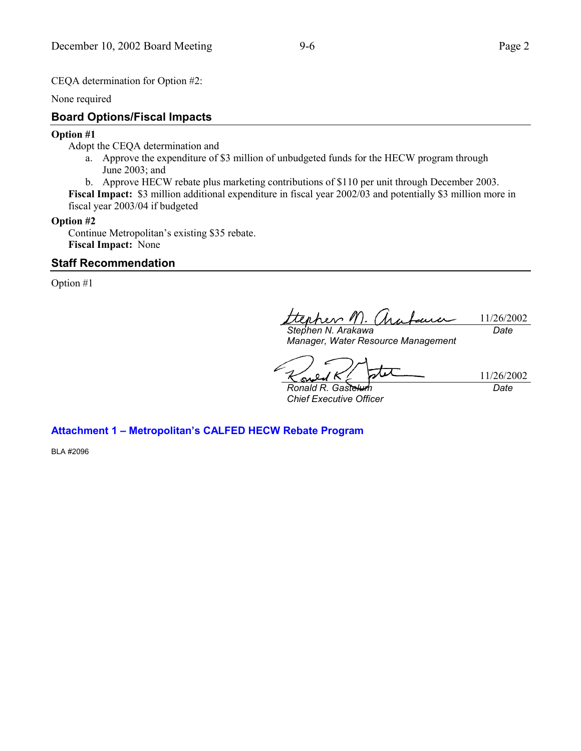CEQA determination for Option #2:

None required

## Board Options/Fiscal Impacts

**Option #1**

Adopt the CEQA determination and

a. Approve the expenditure of $3 million of unbudgeted funds for the HECW program through June 2003; and
b. Approve HECW rebate plus marketing contributions of $110 per unit through December 2003.

**Fiscal Impact:** $3 million additional expenditure in fiscal year 2002/03 and potentially $3 million more in fiscal year 2003/04 if budgeted

**Option #2**

Continue Metropolitan's existing $35 rebate.

**Fiscal Impact:** None

## Staff Recommendation

Option #1

| | |
|---|---|
| *Stephen N. Arakawa*<br>*Manager, Water Resource Management* | 11/26/2002<br>*Date* |
| *Ronald R. Gastelum*<br>*Chief Executive Officer* | 11/26/2002<br>*Date* |

**Attachment 1 – Metropolitan's CALFED HECW Rebate Program**

BLA #2096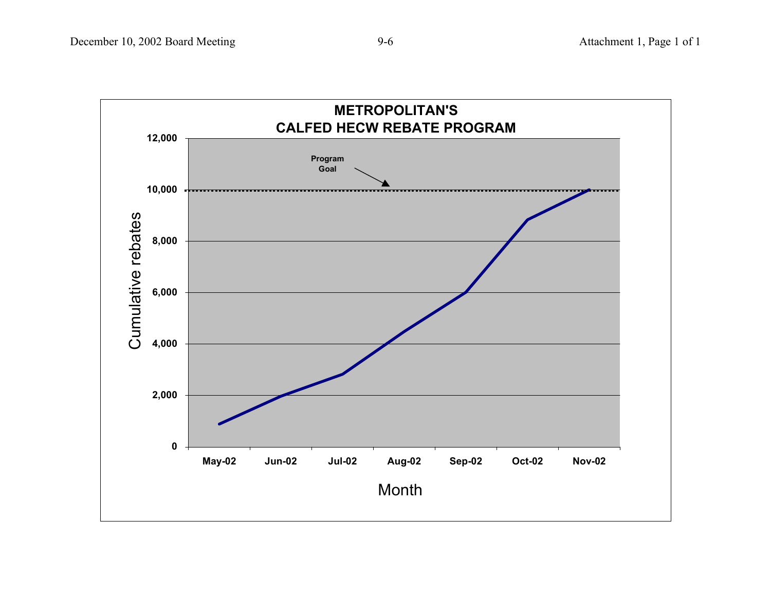**METROPOLITAN'S**
**CALFED HECW REBATE PROGRAM**

Program Goal

Cumulative rebates

12,000
10,000
8,000
6,000
4,000
2,000
0

May-02
Jun-02
Jul-02
Aug-02
Sep-02
Oct-02
Nov-02

Month